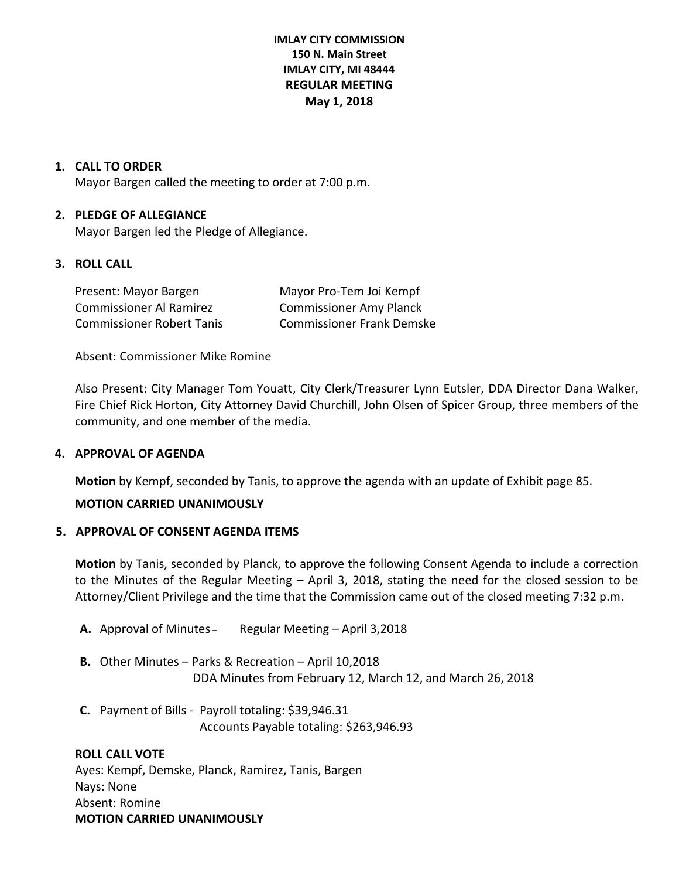**IMLAY CITY COMMISSION**
**150 N. Main Street**
**IMLAY CITY, MI 48444**
**REGULAR MEETING**
**May 1, 2018**

1. **CALL TO ORDER**
   Mayor Bargen called the meeting to order at 7:00 p.m.

2. **PLEDGE OF ALLEGIANCE**
   Mayor Bargen led the Pledge of Allegiance.

3. **ROLL CALL**

   Present: Mayor Bargen, Mayor Pro-Tem Joi Kempf, Commissioner Al Ramirez, Commissioner Amy Planck, Commissioner Robert Tanis, Commissioner Frank Demske

   Absent: Commissioner Mike Romine

   Also Present: City Manager Tom Youatt, City Clerk/Treasurer Lynn Eutsler, DDA Director Dana Walker, Fire Chief Rick Horton, City Attorney David Churchill, John Olsen of Spicer Group, three members of the community, and one member of the media.

4. **APPROVAL OF AGENDA**

   **Motion** by Kempf, seconded by Tanis, to approve the agenda with an update of Exhibit page 85.

   **MOTION CARRIED UNANIMOUSLY**

5. **APPROVAL OF CONSENT AGENDA ITEMS**

   **Motion** by Tanis, seconded by Planck, to approve the following Consent Agenda to include a correction to the Minutes of the Regular Meeting – April 3, 2018, stating the need for the closed session to be Attorney/Client Privilege and the time that the Commission came out of the closed meeting 7:32 p.m.

   **A.** Approval of Minutes – Regular Meeting – April 3,2018

   **B.** Other Minutes – Parks & Recreation – April 10,2018
   DDA Minutes from February 12, March 12, and March 26, 2018

   **C.** Payment of Bills - Payroll totaling: $39,946.31
   Accounts Payable totaling: $263,946.93

   **ROLL CALL VOTE**
   Ayes: Kempf, Demske, Planck, Ramirez, Tanis, Bargen
   Nays: None
   Absent: Romine
   **MOTION CARRIED UNANIMOUSLY**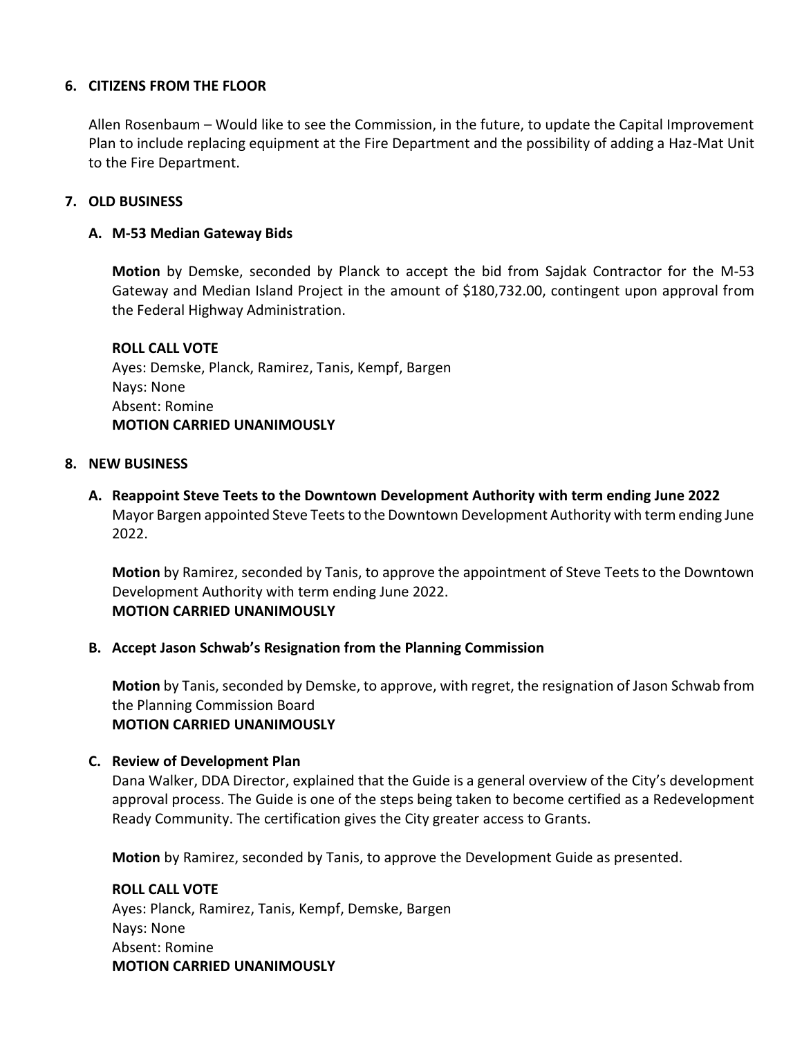## 6. CITIZENS FROM THE FLOOR

Allen Rosenbaum – Would like to see the Commission, in the future, to update the Capital Improvement Plan to include replacing equipment at the Fire Department and the possibility of adding a Haz-Mat Unit to the Fire Department.

## 7. OLD BUSINESS

### A. M-53 Median Gateway Bids

**Motion** by Demske, seconded by Planck to accept the bid from Sajdak Contractor for the M-53 Gateway and Median Island Project in the amount of $180,732.00, contingent upon approval from the Federal Highway Administration.

**ROLL CALL VOTE**
Ayes: Demske, Planck, Ramirez, Tanis, Kempf, Bargen
Nays: None
Absent: Romine
**MOTION CARRIED UNANIMOUSLY**

## 8. NEW BUSINESS

### A. Reappoint Steve Teets to the Downtown Development Authority with term ending June 2022

Mayor Bargen appointed Steve Teets to the Downtown Development Authority with term ending June 2022.

**Motion** by Ramirez, seconded by Tanis, to approve the appointment of Steve Teets to the Downtown Development Authority with term ending June 2022.
**MOTION CARRIED UNANIMOUSLY**

### B. Accept Jason Schwab's Resignation from the Planning Commission

**Motion** by Tanis, seconded by Demske, to approve, with regret, the resignation of Jason Schwab from the Planning Commission Board
**MOTION CARRIED UNANIMOUSLY**

### C. Review of Development Plan

Dana Walker, DDA Director, explained that the Guide is a general overview of the City's development approval process. The Guide is one of the steps being taken to become certified as a Redevelopment Ready Community. The certification gives the City greater access to Grants.

**Motion** by Ramirez, seconded by Tanis, to approve the Development Guide as presented.

**ROLL CALL VOTE**
Ayes: Planck, Ramirez, Tanis, Kempf, Demske, Bargen
Nays: None
Absent: Romine
**MOTION CARRIED UNANIMOUSLY**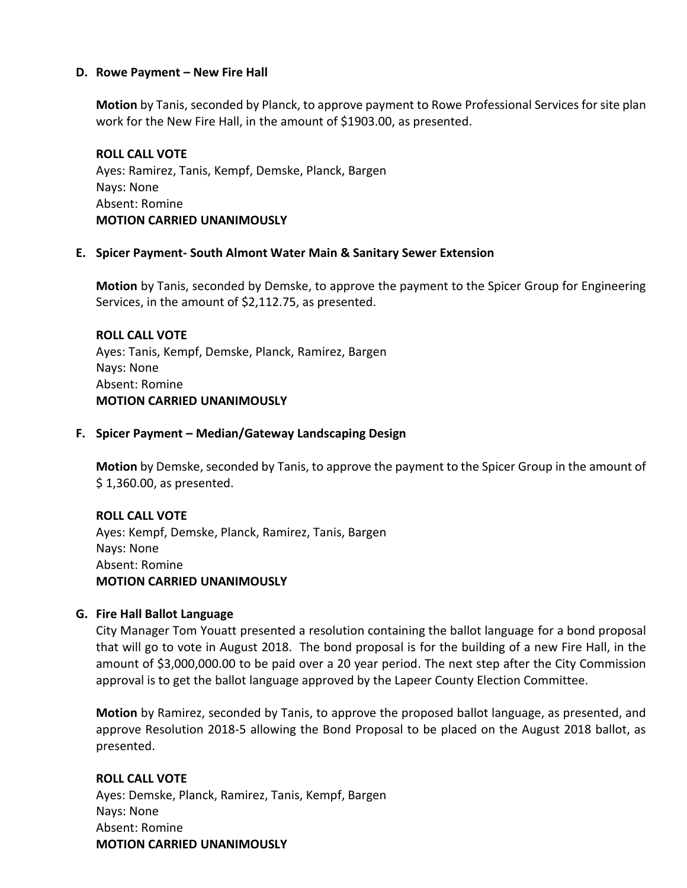### D. Rowe Payment – New Fire Hall

**Motion** by Tanis, seconded by Planck, to approve payment to Rowe Professional Services for site plan work for the New Fire Hall, in the amount of $1903.00, as presented.

**ROLL CALL VOTE**
Ayes: Ramirez, Tanis, Kempf, Demske, Planck, Bargen
Nays: None
Absent: Romine
**MOTION CARRIED UNANIMOUSLY**

### E. Spicer Payment- South Almont Water Main & Sanitary Sewer Extension

**Motion** by Tanis, seconded by Demske, to approve the payment to the Spicer Group for Engineering Services, in the amount of $2,112.75, as presented.

**ROLL CALL VOTE**
Ayes: Tanis, Kempf, Demske, Planck, Ramirez, Bargen
Nays: None
Absent: Romine
**MOTION CARRIED UNANIMOUSLY**

### F. Spicer Payment – Median/Gateway Landscaping Design

**Motion** by Demske, seconded by Tanis, to approve the payment to the Spicer Group in the amount of $ 1,360.00, as presented.

**ROLL CALL VOTE**
Ayes: Kempf, Demske, Planck, Ramirez, Tanis, Bargen
Nays: None
Absent: Romine
**MOTION CARRIED UNANIMOUSLY**

### G. Fire Hall Ballot Language

City Manager Tom Youatt presented a resolution containing the ballot language for a bond proposal that will go to vote in August 2018. The bond proposal is for the building of a new Fire Hall, in the amount of $3,000,000.00 to be paid over a 20 year period. The next step after the City Commission approval is to get the ballot language approved by the Lapeer County Election Committee.

**Motion** by Ramirez, seconded by Tanis, to approve the proposed ballot language, as presented, and approve Resolution 2018-5 allowing the Bond Proposal to be placed on the August 2018 ballot, as presented.

**ROLL CALL VOTE**
Ayes: Demske, Planck, Ramirez, Tanis, Kempf, Bargen
Nays: None
Absent: Romine
**MOTION CARRIED UNANIMOUSLY**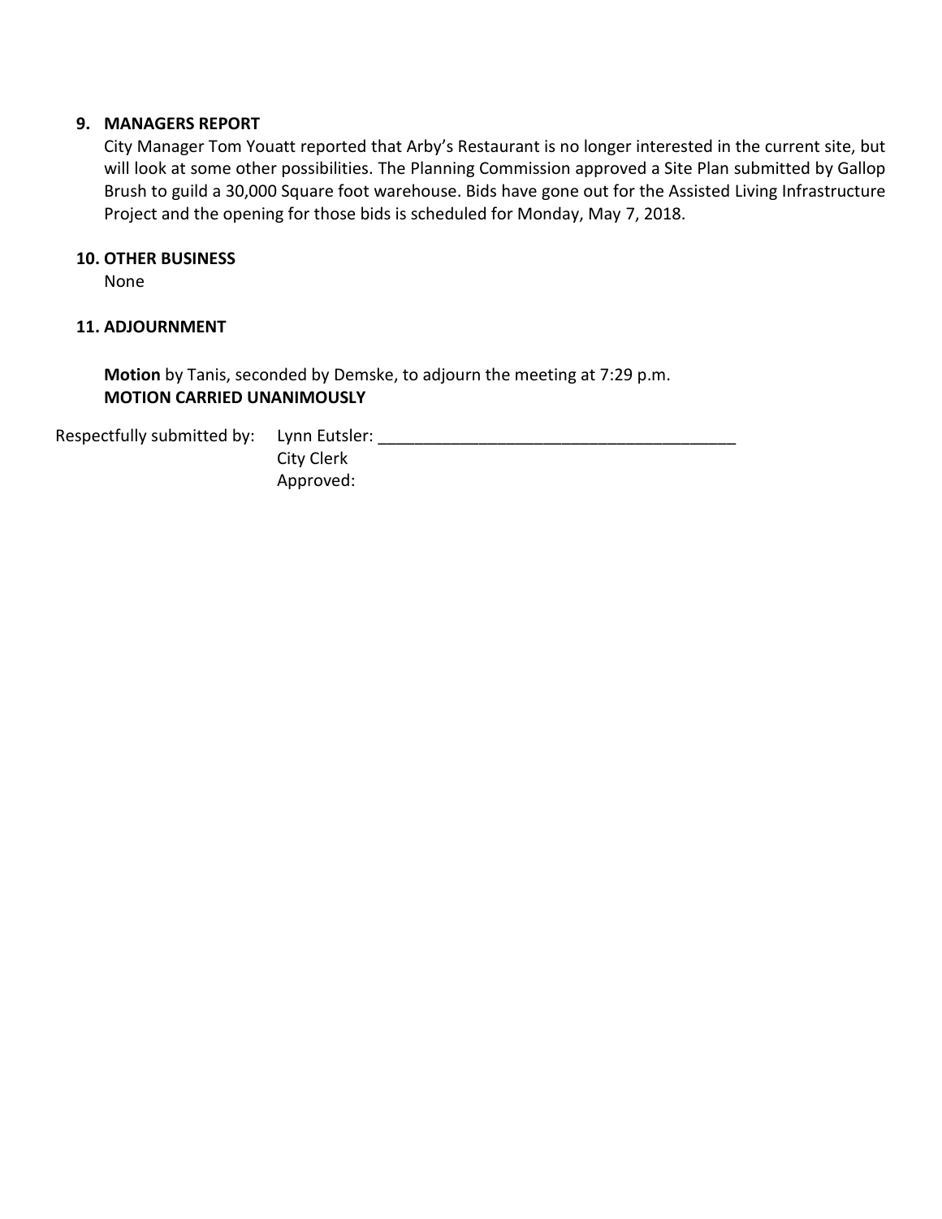**9. MANAGERS REPORT**

City Manager Tom Youatt reported that Arby's Restaurant is no longer interested in the current site, but will look at some other possibilities. The Planning Commission approved a Site Plan submitted by Gallop Brush to guild a 30,000 Square foot warehouse. Bids have gone out for the Assisted Living Infrastructure Project and the opening for those bids is scheduled for Monday, May 7, 2018.

**10. OTHER BUSINESS**

None

**11. ADJOURNMENT**

**Motion** by Tanis, seconded by Demske, to adjourn the meeting at 7:29 p.m.
**MOTION CARRIED UNANIMOUSLY**

Respectfully submitted by: Lynn Eutsler: _______________________________________
City Clerk
Approved: